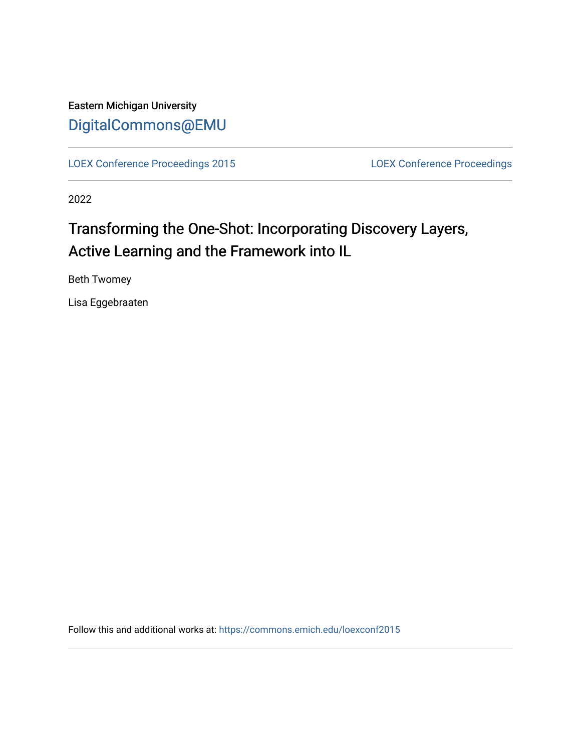Eastern Michigan University

DigitalCommons@EMU

LOEX Conference Proceedings 2015

LOEX Conference Proceedings

2022

# Transforming the One-Shot: Incorporating Discovery Layers, Active Learning and the Framework into IL

Beth Twomey

Lisa Eggebraaten

Follow this and additional works at: https://commons.emich.edu/loexconf2015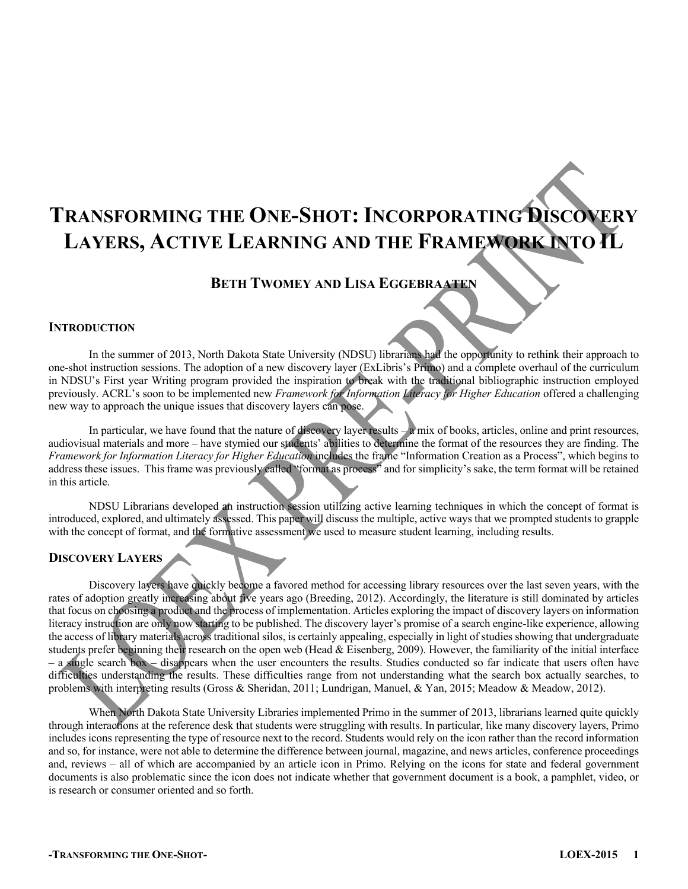# TRANSFORMING THE ONE-SHOT: INCORPORATING DISCOVERY LAYERS, ACTIVE LEARNING AND THE FRAMEWORK INTO IL

**BETH TWOMEY AND LISA EGGEBRAATEN**

## INTRODUCTION

In the summer of 2013, North Dakota State University (NDSU) librarians had the opportunity to rethink their approach to one-shot instruction sessions. The adoption of a new discovery layer (ExLibris's Primo) and a complete overhaul of the curriculum in NDSU's First year Writing program provided the inspiration to break with the traditional bibliographic instruction employed previously. ACRL's soon to be implemented new *Framework for Information Literacy for Higher Education* offered a challenging new way to approach the unique issues that discovery layers can pose.

In particular, we have found that the nature of discovery layer results – a mix of books, articles, online and print resources, audiovisual materials and more – have stymied our students' abilities to determine the format of the resources they are finding. The *Framework for Information Literacy for Higher Education* includes the frame "Information Creation as a Process", which begins to address these issues. This frame was previously called "format as process" and for simplicity's sake, the term format will be retained in this article.

NDSU Librarians developed an instruction session utilizing active learning techniques in which the concept of format is introduced, explored, and ultimately assessed. This paper will discuss the multiple, active ways that we prompted students to grapple with the concept of format, and the formative assessment we used to measure student learning, including results.

## DISCOVERY LAYERS

Discovery layers have quickly become a favored method for accessing library resources over the last seven years, with the rates of adoption greatly increasing about five years ago (Breeding, 2012). Accordingly, the literature is still dominated by articles that focus on choosing a product and the process of implementation. Articles exploring the impact of discovery layers on information literacy instruction are only now starting to be published. The discovery layer's promise of a search engine-like experience, allowing the access of library materials across traditional silos, is certainly appealing, especially in light of studies showing that undergraduate students prefer beginning their research on the open web (Head & Eisenberg, 2009). However, the familiarity of the initial interface – a single search box – disappears when the user encounters the results. Studies conducted so far indicate that users often have difficulties understanding the results. These difficulties range from not understanding what the search box actually searches, to problems with interpreting results (Gross & Sheridan, 2011; Lundrigan, Manuel, & Yan, 2015; Meadow & Meadow, 2012).

When North Dakota State University Libraries implemented Primo in the summer of 2013, librarians learned quite quickly through interactions at the reference desk that students were struggling with results. In particular, like many discovery layers, Primo includes icons representing the type of resource next to the record. Students would rely on the icon rather than the record information and so, for instance, were not able to determine the difference between journal, magazine, and news articles, conference proceedings and, reviews – all of which are accompanied by an article icon in Primo. Relying on the icons for state and federal government documents is also problematic since the icon does not indicate whether that government document is a book, a pamphlet, video, or is research or consumer oriented and so forth.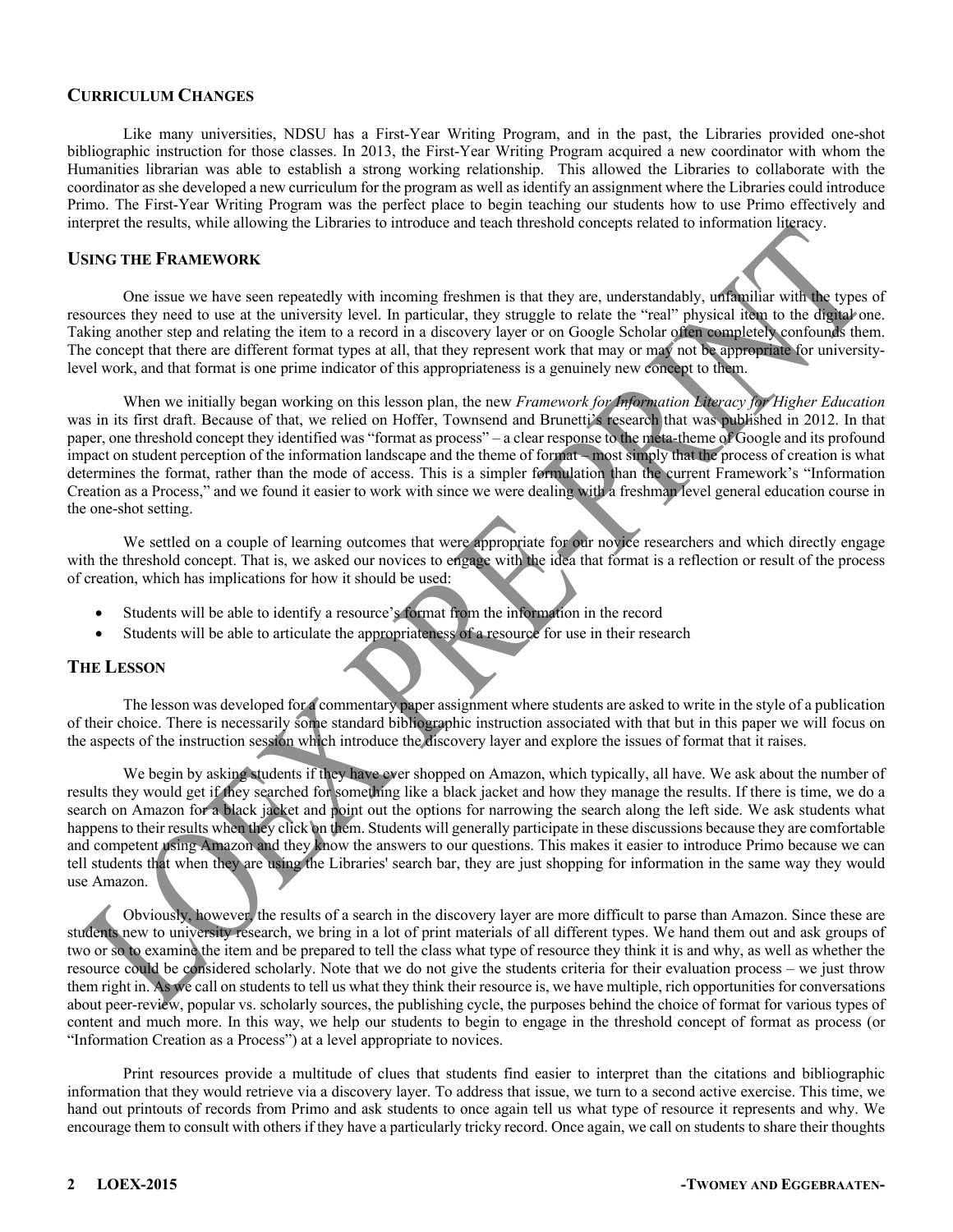## Curriculum Changes

Like many universities, NDSU has a First-Year Writing Program, and in the past, the Libraries provided one-shot bibliographic instruction for those classes. In 2013, the First-Year Writing Program acquired a new coordinator with whom the Humanities librarian was able to establish a strong working relationship. This allowed the Libraries to collaborate with the coordinator as she developed a new curriculum for the program as well as identify an assignment where the Libraries could introduce Primo. The First-Year Writing Program was the perfect place to begin teaching our students how to use Primo effectively and interpret the results, while allowing the Libraries to introduce and teach threshold concepts related to information literacy.

## Using the Framework

One issue we have seen repeatedly with incoming freshmen is that they are, understandably, unfamiliar with the types of resources they need to use at the university level. In particular, they struggle to relate the "real" physical item to the digital one. Taking another step and relating the item to a record in a discovery layer or on Google Scholar often completely confounds them. The concept that there are different format types at all, that they represent work that may or may not be appropriate for university-level work, and that format is one prime indicator of this appropriateness is a genuinely new concept to them.

When we initially began working on this lesson plan, the new *Framework for Information Literacy for Higher Education* was in its first draft. Because of that, we relied on Hoffer, Townsend and Brunetti's research that was published in 2012. In that paper, one threshold concept they identified was "format as process" – a clear response to the meta-theme of Google and its profound impact on student perception of the information landscape and the theme of format – most simply that the process of creation is what determines the format, rather than the mode of access. This is a simpler formulation than the current Framework's "Information Creation as a Process," and we found it easier to work with since we were dealing with a freshman level general education course in the one-shot setting.

We settled on a couple of learning outcomes that were appropriate for our novice researchers and which directly engage with the threshold concept. That is, we asked our novices to engage with the idea that format is a reflection or result of the process of creation, which has implications for how it should be used:

- Students will be able to identify a resource's format from the information in the record
- Students will be able to articulate the appropriateness of a resource for use in their research

## The Lesson

The lesson was developed for a commentary paper assignment where students are asked to write in the style of a publication of their choice. There is necessarily some standard bibliographic instruction associated with that but in this paper we will focus on the aspects of the instruction session which introduce the discovery layer and explore the issues of format that it raises.

We begin by asking students if they have ever shopped on Amazon, which typically, all have. We ask about the number of results they would get if they searched for something like a black jacket and how they manage the results. If there is time, we do a search on Amazon for a black jacket and point out the options for narrowing the search along the left side. We ask students what happens to their results when they click on them. Students will generally participate in these discussions because they are comfortable and competent using Amazon and they know the answers to our questions. This makes it easier to introduce Primo because we can tell students that when they are using the Libraries' search bar, they are just shopping for information in the same way they would use Amazon.

Obviously, however, the results of a search in the discovery layer are more difficult to parse than Amazon. Since these are students new to university research, we bring in a lot of print materials of all different types. We hand them out and ask groups of two or so to examine the item and be prepared to tell the class what type of resource they think it is and why, as well as whether the resource could be considered scholarly. Note that we do not give the students criteria for their evaluation process – we just throw them right in. As we call on students to tell us what they think their resource is, we have multiple, rich opportunities for conversations about peer-review, popular vs. scholarly sources, the publishing cycle, the purposes behind the choice of format for various types of content and much more. In this way, we help our students to begin to engage in the threshold concept of format as process (or "Information Creation as a Process") at a level appropriate to novices.

Print resources provide a multitude of clues that students find easier to interpret than the citations and bibliographic information that they would retrieve via a discovery layer. To address that issue, we turn to a second active exercise. This time, we hand out printouts of records from Primo and ask students to once again tell us what type of resource it represents and why. We encourage them to consult with others if they have a particularly tricky record. Once again, we call on students to share their thoughts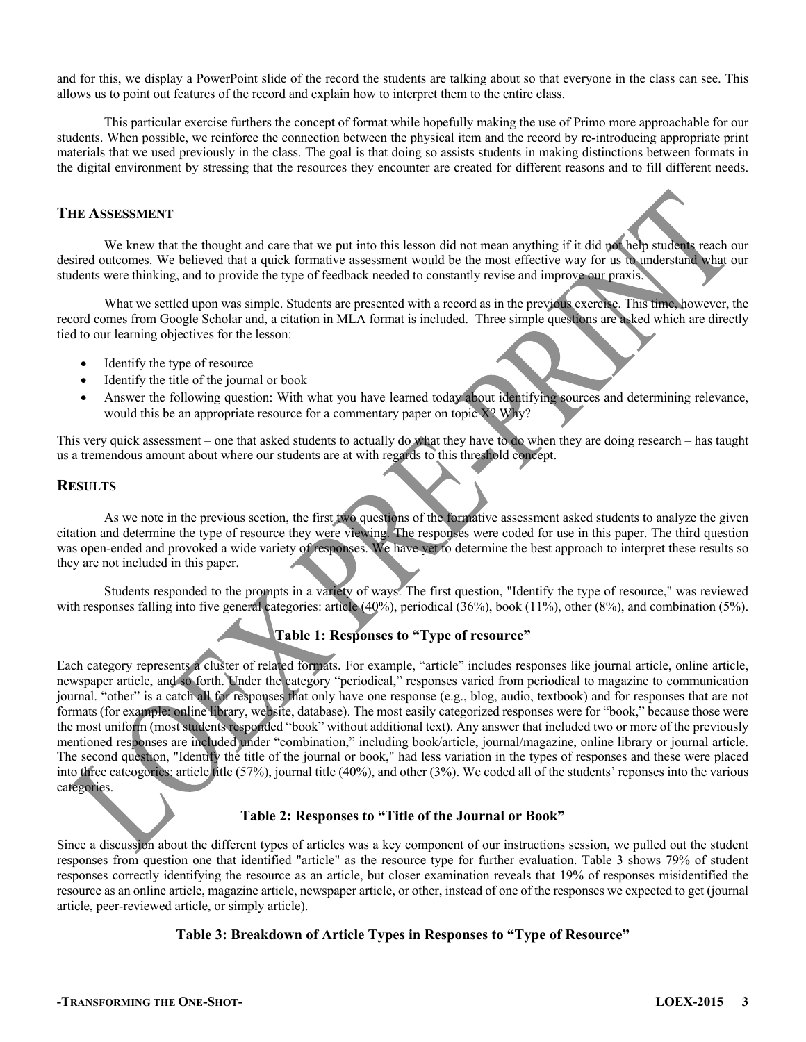and for this, we display a PowerPoint slide of the record the students are talking about so that everyone in the class can see. This allows us to point out features of the record and explain how to interpret them to the entire class.

This particular exercise furthers the concept of format while hopefully making the use of Primo more approachable for our students. When possible, we reinforce the connection between the physical item and the record by re-introducing appropriate print materials that we used previously in the class. The goal is that doing so assists students in making distinctions between formats in the digital environment by stressing that the resources they encounter are created for different reasons and to fill different needs.

## THE ASSESSMENT

We knew that the thought and care that we put into this lesson did not mean anything if it did not help students reach our desired outcomes. We believed that a quick formative assessment would be the most effective way for us to understand what our students were thinking, and to provide the type of feedback needed to constantly revise and improve our praxis.

What we settled upon was simple. Students are presented with a record as in the previous exercise. This time, however, the record comes from Google Scholar and, a citation in MLA format is included. Three simple questions are asked which are directly tied to our learning objectives for the lesson:

- Identify the type of resource
- Identify the title of the journal or book
- Answer the following question: With what you have learned today about identifying sources and determining relevance, would this be an appropriate resource for a commentary paper on topic X? Why?

This very quick assessment – one that asked students to actually do what they have to do when they are doing research – has taught us a tremendous amount about where our students are at with regards to this threshold concept.

## RESULTS

As we note in the previous section, the first two questions of the formative assessment asked students to analyze the given citation and determine the type of resource they were viewing. The responses were coded for use in this paper. The third question was open-ended and provoked a wide variety of responses. We have yet to determine the best approach to interpret these results so they are not included in this paper.

Students responded to the prompts in a variety of ways. The first question, "Identify the type of resource," was reviewed with responses falling into five general categories: article (40%), periodical (36%), book (11%), other (8%), and combination (5%).

**Table 1: Responses to "Type of resource"**

Each category represents a cluster of related formats. For example, "article" includes responses like journal article, online article, newspaper article, and so forth. Under the category "periodical," responses varied from periodical to magazine to communication journal. "other" is a catch all for responses that only have one response (e.g., blog, audio, textbook) and for responses that are not formats (for example: online library, website, database). The most easily categorized responses were for "book," because those were the most uniform (most students responded "book" without additional text). Any answer that included two or more of the previously mentioned responses are included under "combination," including book/article, journal/magazine, online library or journal article. The second question, "Identify the title of the journal or book," had less variation in the types of responses and these were placed into three cateogories: article title (57%), journal title (40%), and other (3%). We coded all of the students' reponses into the various categories.

**Table 2: Responses to "Title of the Journal or Book"**

Since a discussion about the different types of articles was a key component of our instructions session, we pulled out the student responses from question one that identified "article" as the resource type for further evaluation. Table 3 shows 79% of student responses correctly identifying the resource as an article, but closer examination reveals that 19% of responses misidentified the resource as an online article, magazine article, newspaper article, or other, instead of one of the responses we expected to get (journal article, peer-reviewed article, or simply article).

**Table 3: Breakdown of Article Types in Responses to "Type of Resource"**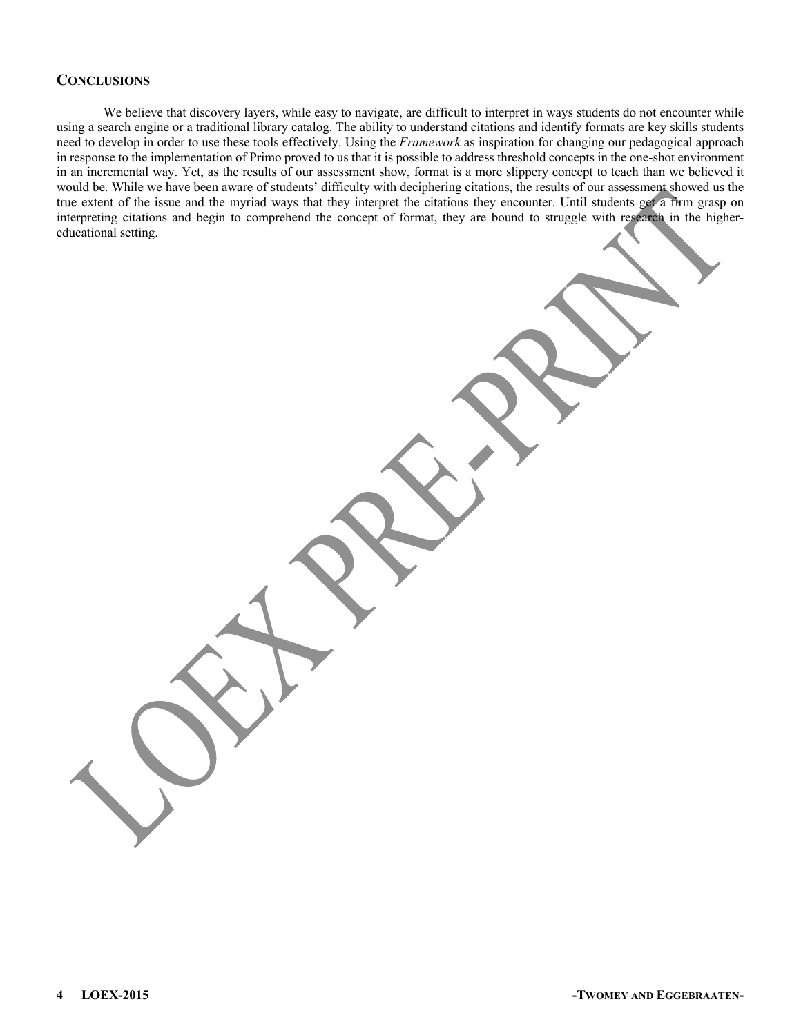## Conclusions

We believe that discovery layers, while easy to navigate, are difficult to interpret in ways students do not encounter while using a search engine or a traditional library catalog. The ability to understand citations and identify formats are key skills students need to develop in order to use these tools effectively. Using the *Framework* as inspiration for changing our pedagogical approach in response to the implementation of Primo proved to us that it is possible to address threshold concepts in the one-shot environment in an incremental way. Yet, as the results of our assessment show, format is a more slippery concept to teach than we believed it would be. While we have been aware of students' difficulty with deciphering citations, the results of our assessment showed us the true extent of the issue and the myriad ways that they interpret the citations they encounter. Until students get a firm grasp on interpreting citations and begin to comprehend the concept of format, they are bound to struggle with research in the higher-educational setting.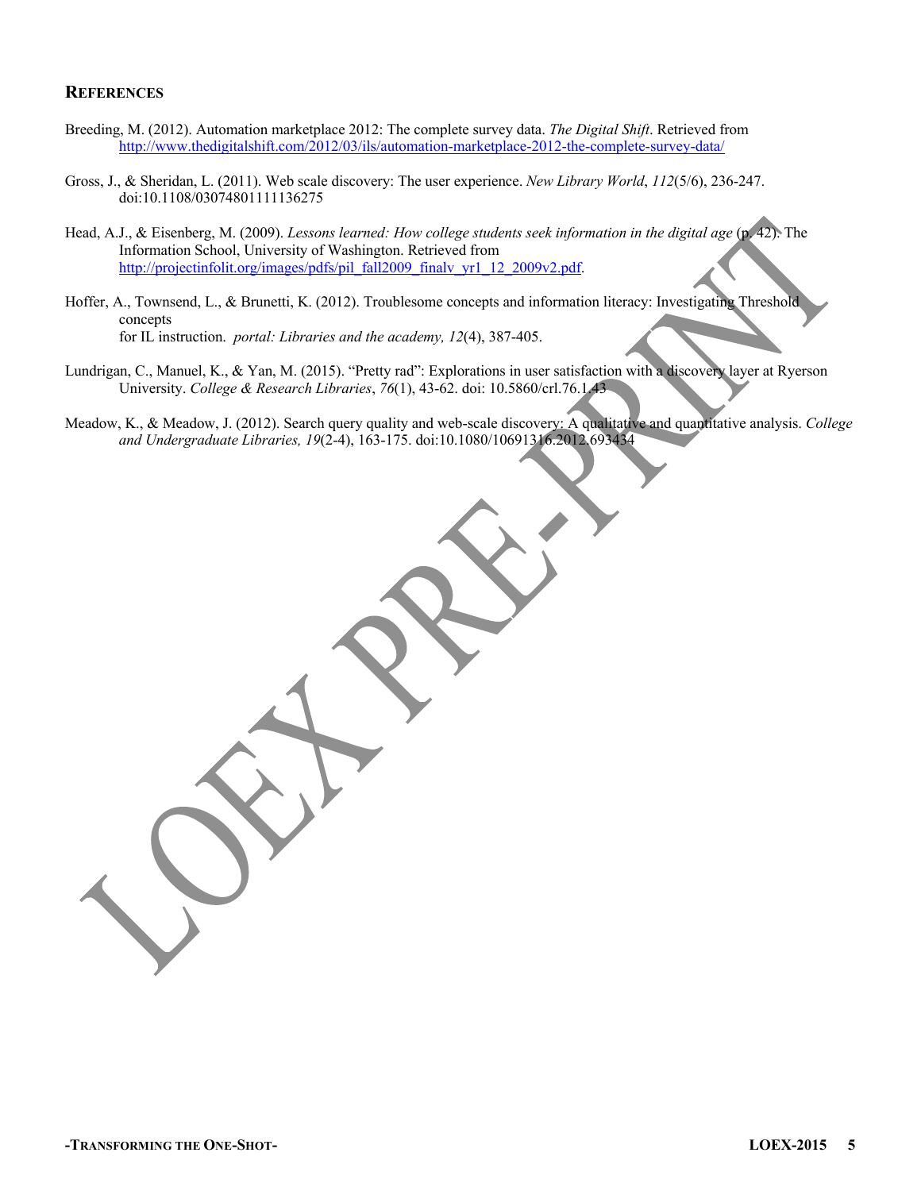## REFERENCES

Breeding, M. (2012). Automation marketplace 2012: The complete survey data. *The Digital Shift*. Retrieved from http://www.thedigitalshift.com/2012/03/ils/automation-marketplace-2012-the-complete-survey-data/

Gross, J., & Sheridan, L. (2011). Web scale discovery: The user experience. *New Library World*, *112*(5/6), 236-247. doi:10.1108/03074801111136275

Head, A.J., & Eisenberg, M. (2009). *Lessons learned: How college students seek information in the digital age* (p. 42). The Information School, University of Washington. Retrieved from http://projectinfolit.org/images/pdfs/pil_fall2009_finalv_yr1_12_2009v2.pdf.

Hoffer, A., Townsend, L., & Brunetti, K. (2012). Troublesome concepts and information literacy: Investigating Threshold concepts for IL instruction. *portal: Libraries and the academy, 12*(4), 387-405.

Lundrigan, C., Manuel, K., & Yan, M. (2015). "Pretty rad": Explorations in user satisfaction with a discovery layer at Ryerson University. *College & Research Libraries*, *76*(1), 43-62. doi: 10.5860/crl.76.1.43

Meadow, K., & Meadow, J. (2012). Search query quality and web-scale discovery: A qualitative and quantitative analysis. *College and Undergraduate Libraries, 19*(2-4), 163-175. doi:10.1080/10691316.2012.693434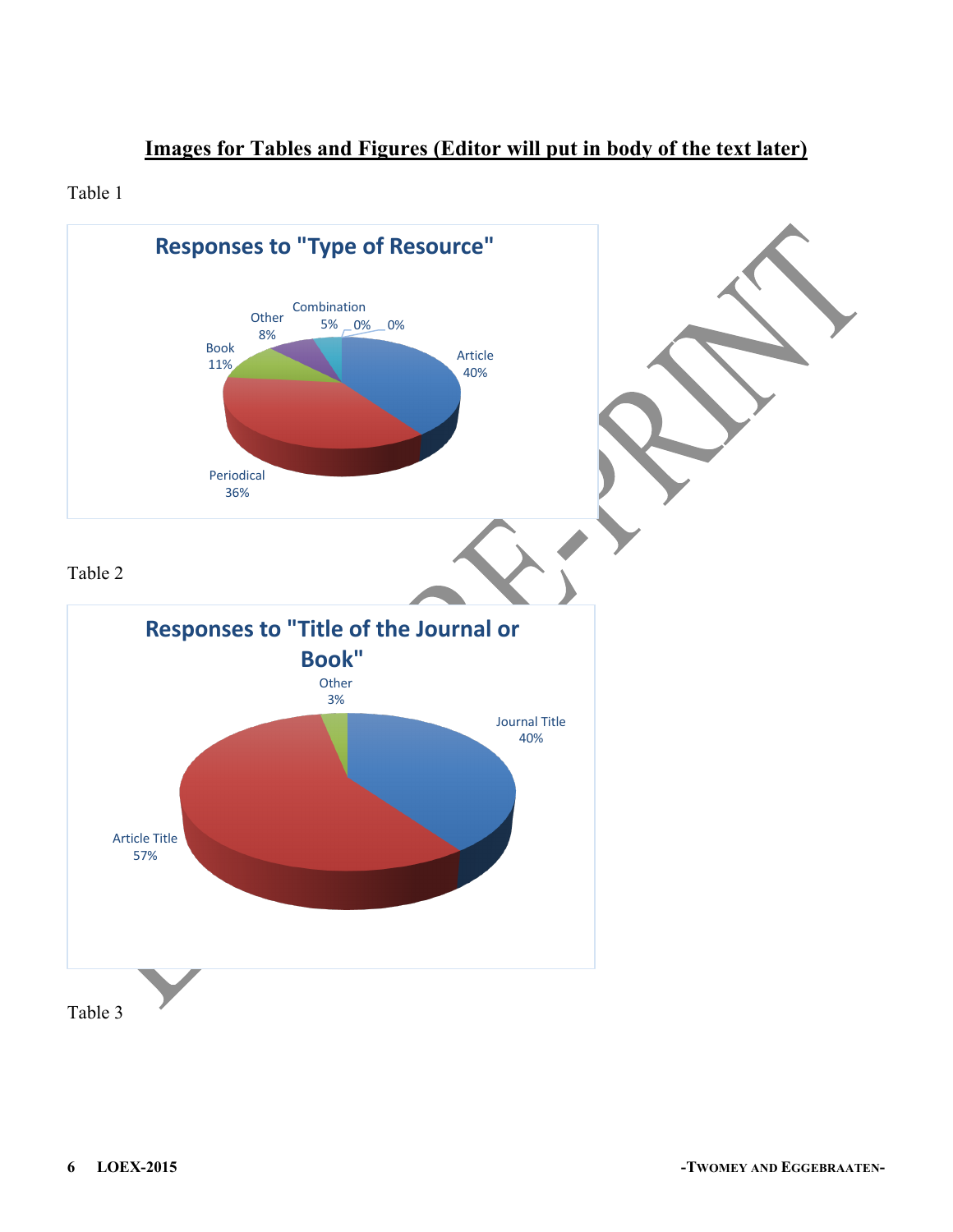## Images for Tables and Figures (Editor will put in body of the text later)

Table 1

**Responses to "Type of Resource"**

| Type of Resource | Percentage |
|---|---|
| Article | 40% |
| Periodical | 36% |
| Book | 11% |
| Other | 8% |
| Combination | 5% |
| (unlabeled) | 0% |
| (unlabeled) | 0% |

Table 2

**Responses to "Title of the Journal or Book"**

| Response | Percentage |
|---|---|
| Article Title | 57% |
| Journal Title | 40% |
| Other | 3% |

Table 3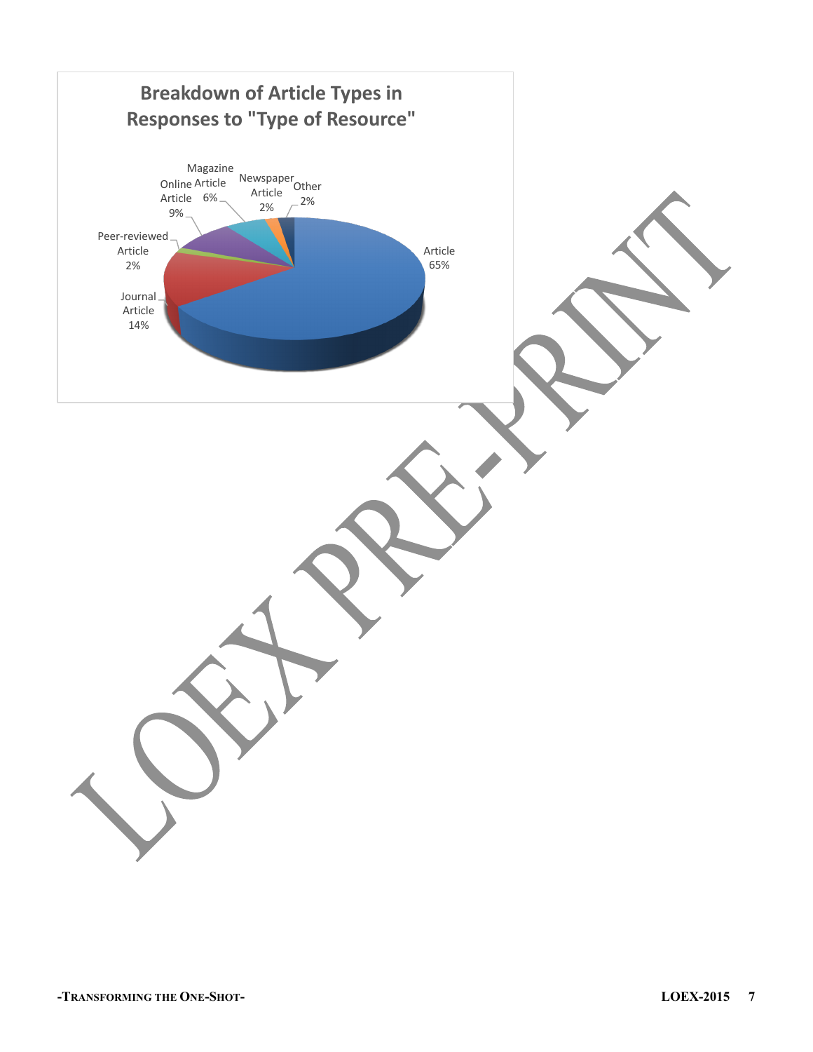**Breakdown of Article Types in Responses to "Type of Resource"**

Magazine Article 6%

Newspaper Article 2%

Other 2%

Online Article 9%

Peer-reviewed Article 2%

Journal Article 14%

Article 65%